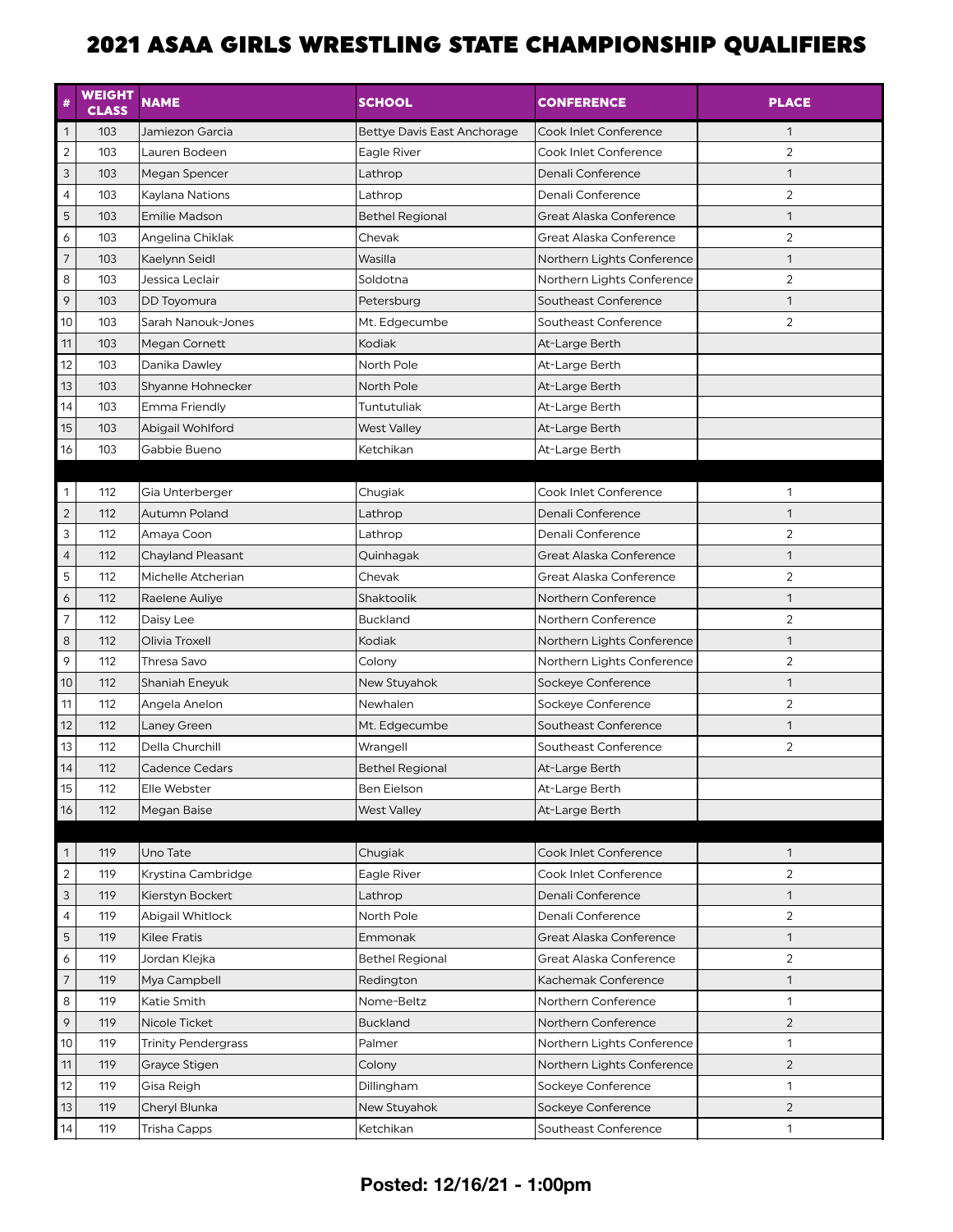# 2021 ASAA GIRLS WRESTLING STATE CHAMPIONSHIP QUALIFIERS

| # | WEIGHT CLASS | NAME | SCHOOL | CONFERENCE | PLACE |
|---|---|---|---|---|---|
| 1 | 103 | Jamiezon Garcia | Bettye Davis East Anchorage | Cook Inlet Conference | 1 |
| 2 | 103 | Lauren Bodeen | Eagle River | Cook Inlet Conference | 2 |
| 3 | 103 | Megan Spencer | Lathrop | Denali Conference | 1 |
| 4 | 103 | Kaylana Nations | Lathrop | Denali Conference | 2 |
| 5 | 103 | Emilie Madson | Bethel Regional | Great Alaska Conference | 1 |
| 6 | 103 | Angelina Chiklak | Chevak | Great Alaska Conference | 2 |
| 7 | 103 | Kaelynn Seidl | Wasilla | Northern Lights Conference | 1 |
| 8 | 103 | Jessica Leclair | Soldotna | Northern Lights Conference | 2 |
| 9 | 103 | DD Toyomura | Petersburg | Southeast Conference | 1 |
| 10 | 103 | Sarah Nanouk-Jones | Mt. Edgecumbe | Southeast Conference | 2 |
| 11 | 103 | Megan Cornett | Kodiak | At-Large Berth | |
| 12 | 103 | Danika Dawley | North Pole | At-Large Berth | |
| 13 | 103 | Shyanne Hohnecker | North Pole | At-Large Berth | |
| 14 | 103 | Emma Friendly | Tuntutuliak | At-Large Berth | |
| 15 | 103 | Abigail Wohlford | West Valley | At-Large Berth | |
| 16 | 103 | Gabbie Bueno | Ketchikan | At-Large Berth | |
| | | | | | |
| 1 | 112 | Gia Unterberger | Chugiak | Cook Inlet Conference | 1 |
| 2 | 112 | Autumn Poland | Lathrop | Denali Conference | 1 |
| 3 | 112 | Amaya Coon | Lathrop | Denali Conference | 2 |
| 4 | 112 | Chayland Pleasant | Quinhagak | Great Alaska Conference | 1 |
| 5 | 112 | Michelle Atcherian | Chevak | Great Alaska Conference | 2 |
| 6 | 112 | Raelene Auliye | Shaktoolik | Northern Conference | 1 |
| 7 | 112 | Daisy Lee | Buckland | Northern Conference | 2 |
| 8 | 112 | Olivia Troxell | Kodiak | Northern Lights Conference | 1 |
| 9 | 112 | Thresa Savo | Colony | Northern Lights Conference | 2 |
| 10 | 112 | Shaniah Eneyuk | New Stuyahok | Sockeye Conference | 1 |
| 11 | 112 | Angela Anelon | Newhalen | Sockeye Conference | 2 |
| 12 | 112 | Laney Green | Mt. Edgecumbe | Southeast Conference | 1 |
| 13 | 112 | Della Churchill | Wrangell | Southeast Conference | 2 |
| 14 | 112 | Cadence Cedars | Bethel Regional | At-Large Berth | |
| 15 | 112 | Elle Webster | Ben Eielson | At-Large Berth | |
| 16 | 112 | Megan Baise | West Valley | At-Large Berth | |
| | | | | | |
| 1 | 119 | Uno Tate | Chugiak | Cook Inlet Conference | 1 |
| 2 | 119 | Krystina Cambridge | Eagle River | Cook Inlet Conference | 2 |
| 3 | 119 | Kierstyn Bockert | Lathrop | Denali Conference | 1 |
| 4 | 119 | Abigail Whitlock | North Pole | Denali Conference | 2 |
| 5 | 119 | Kilee Fratis | Emmonak | Great Alaska Conference | 1 |
| 6 | 119 | Jordan Klejka | Bethel Regional | Great Alaska Conference | 2 |
| 7 | 119 | Mya Campbell | Redington | Kachemak Conference | 1 |
| 8 | 119 | Katie Smith | Nome-Beltz | Northern Conference | 1 |
| 9 | 119 | Nicole Ticket | Buckland | Northern Conference | 2 |
| 10 | 119 | Trinity Pendergrass | Palmer | Northern Lights Conference | 1 |
| 11 | 119 | Grayce Stigen | Colony | Northern Lights Conference | 2 |
| 12 | 119 | Gisa Reigh | Dillingham | Sockeye Conference | 1 |
| 13 | 119 | Cheryl Blunka | New Stuyahok | Sockeye Conference | 2 |
| 14 | 119 | Trisha Capps | Ketchikan | Southeast Conference | 1 |

**Posted: 12/16/21 - 1:00pm**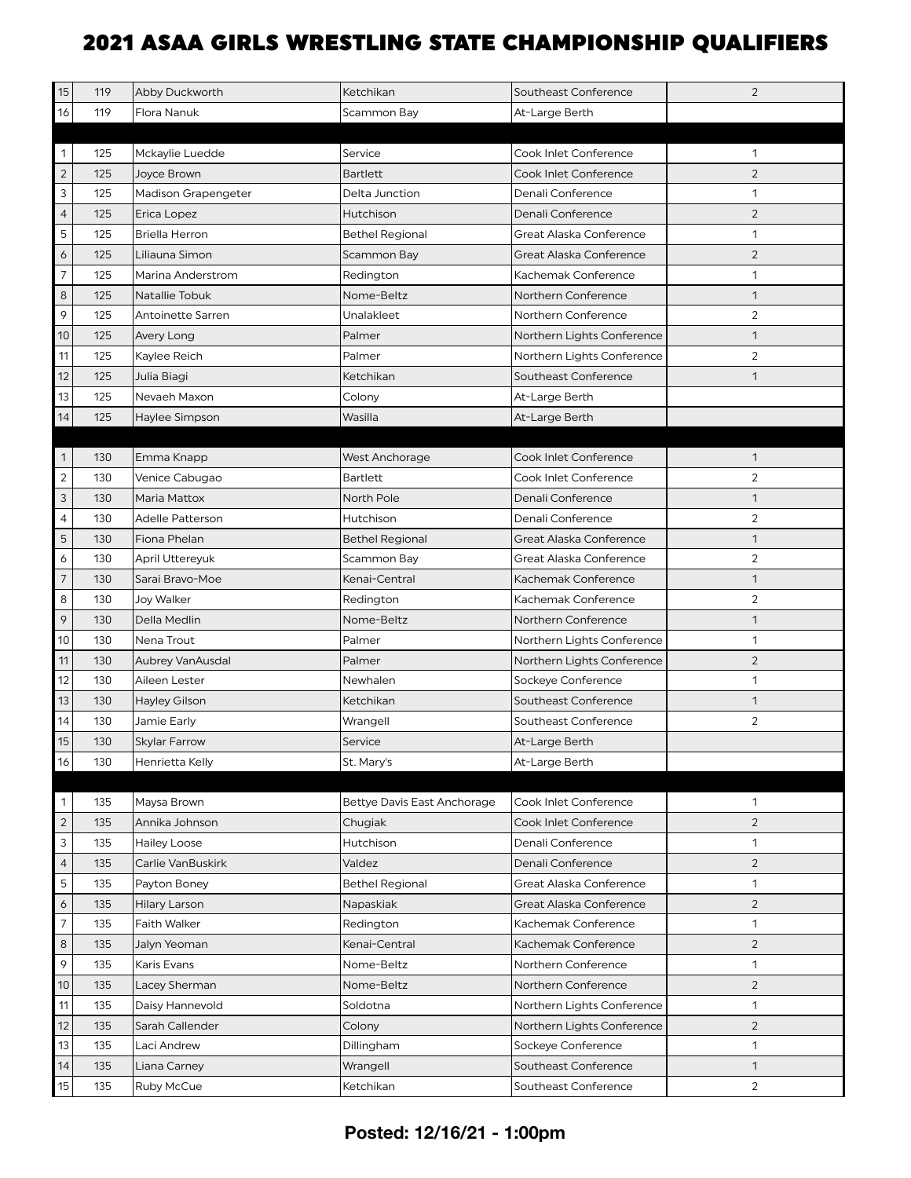# 2021 ASAA GIRLS WRESTLING STATE CHAMPIONSHIP QUALIFIERS

| | | | | | |
|---|---|---|---|---|---|
| 15 | 119 | Abby Duckworth | Ketchikan | Southeast Conference | 2 |
| 16 | 119 | Flora Nanuk | Scammon Bay | At-Large Berth | |
| | | | | | |
| 1 | 125 | Mckaylie Luedde | Service | Cook Inlet Conference | 1 |
| 2 | 125 | Joyce Brown | Bartlett | Cook Inlet Conference | 2 |
| 3 | 125 | Madison Grapengeter | Delta Junction | Denali Conference | 1 |
| 4 | 125 | Erica Lopez | Hutchison | Denali Conference | 2 |
| 5 | 125 | Briella Herron | Bethel Regional | Great Alaska Conference | 1 |
| 6 | 125 | Liliauna Simon | Scammon Bay | Great Alaska Conference | 2 |
| 7 | 125 | Marina Anderstrom | Redington | Kachemak Conference | 1 |
| 8 | 125 | Natallie Tobuk | Nome-Beltz | Northern Conference | 1 |
| 9 | 125 | Antoinette Sarren | Unalakleet | Northern Conference | 2 |
| 10 | 125 | Avery Long | Palmer | Northern Lights Conference | 1 |
| 11 | 125 | Kaylee Reich | Palmer | Northern Lights Conference | 2 |
| 12 | 125 | Julia Biagi | Ketchikan | Southeast Conference | 1 |
| 13 | 125 | Nevaeh Maxon | Colony | At-Large Berth | |
| 14 | 125 | Haylee Simpson | Wasilla | At-Large Berth | |
| | | | | | |
| 1 | 130 | Emma Knapp | West Anchorage | Cook Inlet Conference | 1 |
| 2 | 130 | Venice Cabugao | Bartlett | Cook Inlet Conference | 2 |
| 3 | 130 | Maria Mattox | North Pole | Denali Conference | 1 |
| 4 | 130 | Adelle Patterson | Hutchison | Denali Conference | 2 |
| 5 | 130 | Fiona Phelan | Bethel Regional | Great Alaska Conference | 1 |
| 6 | 130 | April Uttereyuk | Scammon Bay | Great Alaska Conference | 2 |
| 7 | 130 | Sarai Bravo-Moe | Kenai-Central | Kachemak Conference | 1 |
| 8 | 130 | Joy Walker | Redington | Kachemak Conference | 2 |
| 9 | 130 | Della Medlin | Nome-Beltz | Northern Conference | 1 |
| 10 | 130 | Nena Trout | Palmer | Northern Lights Conference | 1 |
| 11 | 130 | Aubrey VanAusdal | Palmer | Northern Lights Conference | 2 |
| 12 | 130 | Aileen Lester | Newhalen | Sockeye Conference | 1 |
| 13 | 130 | Hayley Gilson | Ketchikan | Southeast Conference | 1 |
| 14 | 130 | Jamie Early | Wrangell | Southeast Conference | 2 |
| 15 | 130 | Skylar Farrow | Service | At-Large Berth | |
| 16 | 130 | Henrietta Kelly | St. Mary's | At-Large Berth | |
| | | | | | |
| 1 | 135 | Maysa Brown | Bettye Davis East Anchorage | Cook Inlet Conference | 1 |
| 2 | 135 | Annika Johnson | Chugiak | Cook Inlet Conference | 2 |
| 3 | 135 | Hailey Loose | Hutchison | Denali Conference | 1 |
| 4 | 135 | Carlie VanBuskirk | Valdez | Denali Conference | 2 |
| 5 | 135 | Payton Boney | Bethel Regional | Great Alaska Conference | 1 |
| 6 | 135 | Hilary Larson | Napaskiak | Great Alaska Conference | 2 |
| 7 | 135 | Faith Walker | Redington | Kachemak Conference | 1 |
| 8 | 135 | Jalyn Yeoman | Kenai-Central | Kachemak Conference | 2 |
| 9 | 135 | Karis Evans | Nome-Beltz | Northern Conference | 1 |
| 10 | 135 | Lacey Sherman | Nome-Beltz | Northern Conference | 2 |
| 11 | 135 | Daisy Hannevold | Soldotna | Northern Lights Conference | 1 |
| 12 | 135 | Sarah Callender | Colony | Northern Lights Conference | 2 |
| 13 | 135 | Laci Andrew | Dillingham | Sockeye Conference | 1 |
| 14 | 135 | Liana Carney | Wrangell | Southeast Conference | 1 |
| 15 | 135 | Ruby McCue | Ketchikan | Southeast Conference | 2 |

**Posted: 12/16/21 - 1:00pm**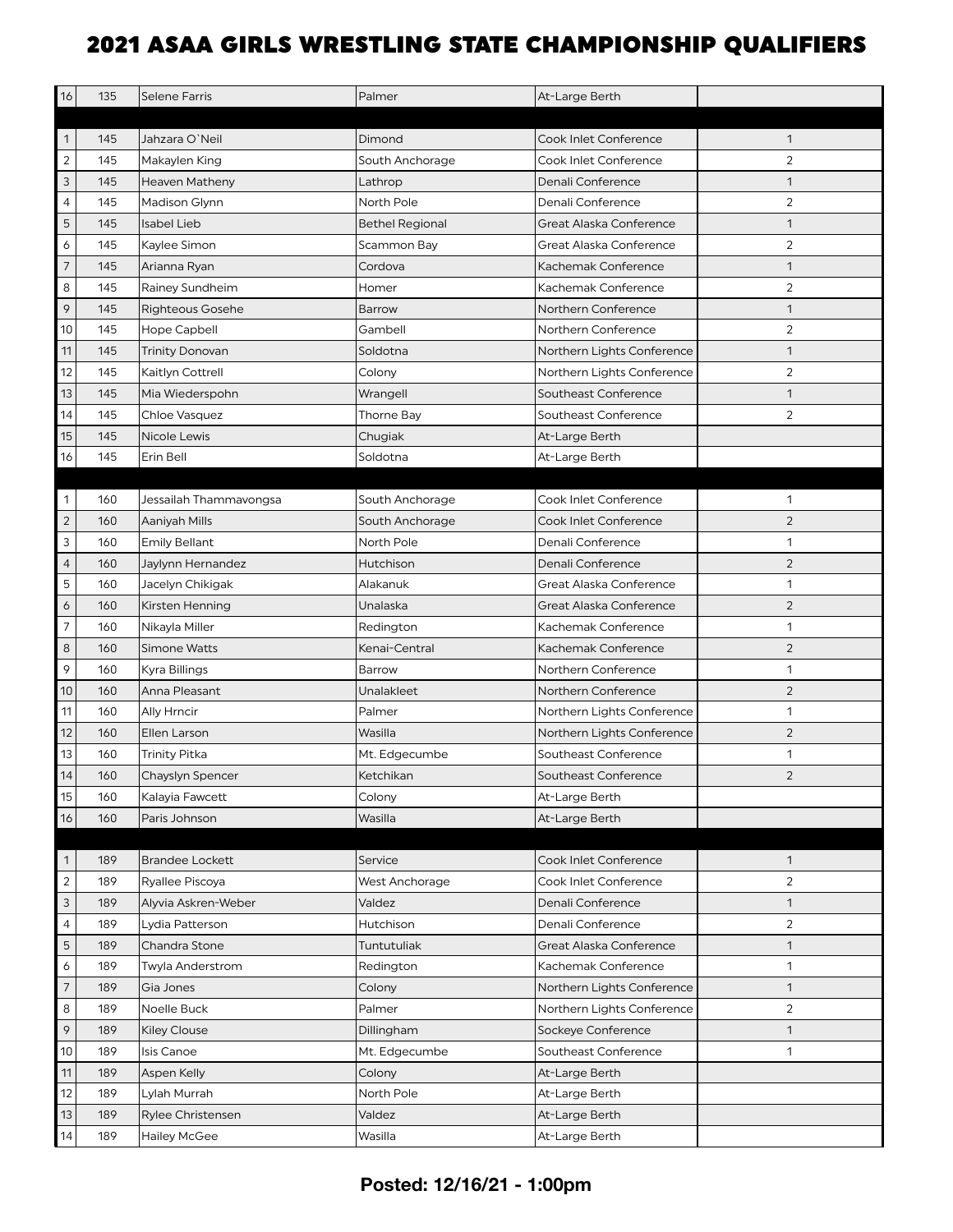# 2021 ASAA GIRLS WRESTLING STATE CHAMPIONSHIP QUALIFIERS

| | | | | | |
|---|---|---|---|---|---|
| 16 | 135 | Selene Farris | Palmer | At-Large Berth | |
| | | | | | |
| 1 | 145 | Jahzara O`Neil | Dimond | Cook Inlet Conference | 1 |
| 2 | 145 | Makaylen King | South Anchorage | Cook Inlet Conference | 2 |
| 3 | 145 | Heaven Matheny | Lathrop | Denali Conference | 1 |
| 4 | 145 | Madison Glynn | North Pole | Denali Conference | 2 |
| 5 | 145 | Isabel Lieb | Bethel Regional | Great Alaska Conference | 1 |
| 6 | 145 | Kaylee Simon | Scammon Bay | Great Alaska Conference | 2 |
| 7 | 145 | Arianna Ryan | Cordova | Kachemak Conference | 1 |
| 8 | 145 | Rainey Sundheim | Homer | Kachemak Conference | 2 |
| 9 | 145 | Righteous Gosehe | Barrow | Northern Conference | 1 |
| 10 | 145 | Hope Capbell | Gambell | Northern Conference | 2 |
| 11 | 145 | Trinity Donovan | Soldotna | Northern Lights Conference | 1 |
| 12 | 145 | Kaitlyn Cottrell | Colony | Northern Lights Conference | 2 |
| 13 | 145 | Mia Wiederspohn | Wrangell | Southeast Conference | 1 |
| 14 | 145 | Chloe Vasquez | Thorne Bay | Southeast Conference | 2 |
| 15 | 145 | Nicole Lewis | Chugiak | At-Large Berth | |
| 16 | 145 | Erin Bell | Soldotna | At-Large Berth | |
| | | | | | |
| 1 | 160 | Jessailah Thammavongsa | South Anchorage | Cook Inlet Conference | 1 |
| 2 | 160 | Aaniyah Mills | South Anchorage | Cook Inlet Conference | 2 |
| 3 | 160 | Emily Bellant | North Pole | Denali Conference | 1 |
| 4 | 160 | Jaylynn Hernandez | Hutchison | Denali Conference | 2 |
| 5 | 160 | Jacelyn Chikigak | Alakanuk | Great Alaska Conference | 1 |
| 6 | 160 | Kirsten Henning | Unalaska | Great Alaska Conference | 2 |
| 7 | 160 | Nikayla Miller | Redington | Kachemak Conference | 1 |
| 8 | 160 | Simone Watts | Kenai-Central | Kachemak Conference | 2 |
| 9 | 160 | Kyra Billings | Barrow | Northern Conference | 1 |
| 10 | 160 | Anna Pleasant | Unalakleet | Northern Conference | 2 |
| 11 | 160 | Ally Hrncir | Palmer | Northern Lights Conference | 1 |
| 12 | 160 | Ellen Larson | Wasilla | Northern Lights Conference | 2 |
| 13 | 160 | Trinity Pitka | Mt. Edgecumbe | Southeast Conference | 1 |
| 14 | 160 | Chayslyn Spencer | Ketchikan | Southeast Conference | 2 |
| 15 | 160 | Kalayia Fawcett | Colony | At-Large Berth | |
| 16 | 160 | Paris Johnson | Wasilla | At-Large Berth | |
| | | | | | |
| 1 | 189 | Brandee Lockett | Service | Cook Inlet Conference | 1 |
| 2 | 189 | Ryallee Piscoya | West Anchorage | Cook Inlet Conference | 2 |
| 3 | 189 | Alyvia Askren-Weber | Valdez | Denali Conference | 1 |
| 4 | 189 | Lydia Patterson | Hutchison | Denali Conference | 2 |
| 5 | 189 | Chandra Stone | Tuntutuliak | Great Alaska Conference | 1 |
| 6 | 189 | Twyla Anderstrom | Redington | Kachemak Conference | 1 |
| 7 | 189 | Gia Jones | Colony | Northern Lights Conference | 1 |
| 8 | 189 | Noelle Buck | Palmer | Northern Lights Conference | 2 |
| 9 | 189 | Kiley Clouse | Dillingham | Sockeye Conference | 1 |
| 10 | 189 | Isis Canoe | Mt. Edgecumbe | Southeast Conference | 1 |
| 11 | 189 | Aspen Kelly | Colony | At-Large Berth | |
| 12 | 189 | Lylah Murrah | North Pole | At-Large Berth | |
| 13 | 189 | Rylee Christensen | Valdez | At-Large Berth | |
| 14 | 189 | Hailey McGee | Wasilla | At-Large Berth | |

**Posted: 12/16/21 - 1:00pm**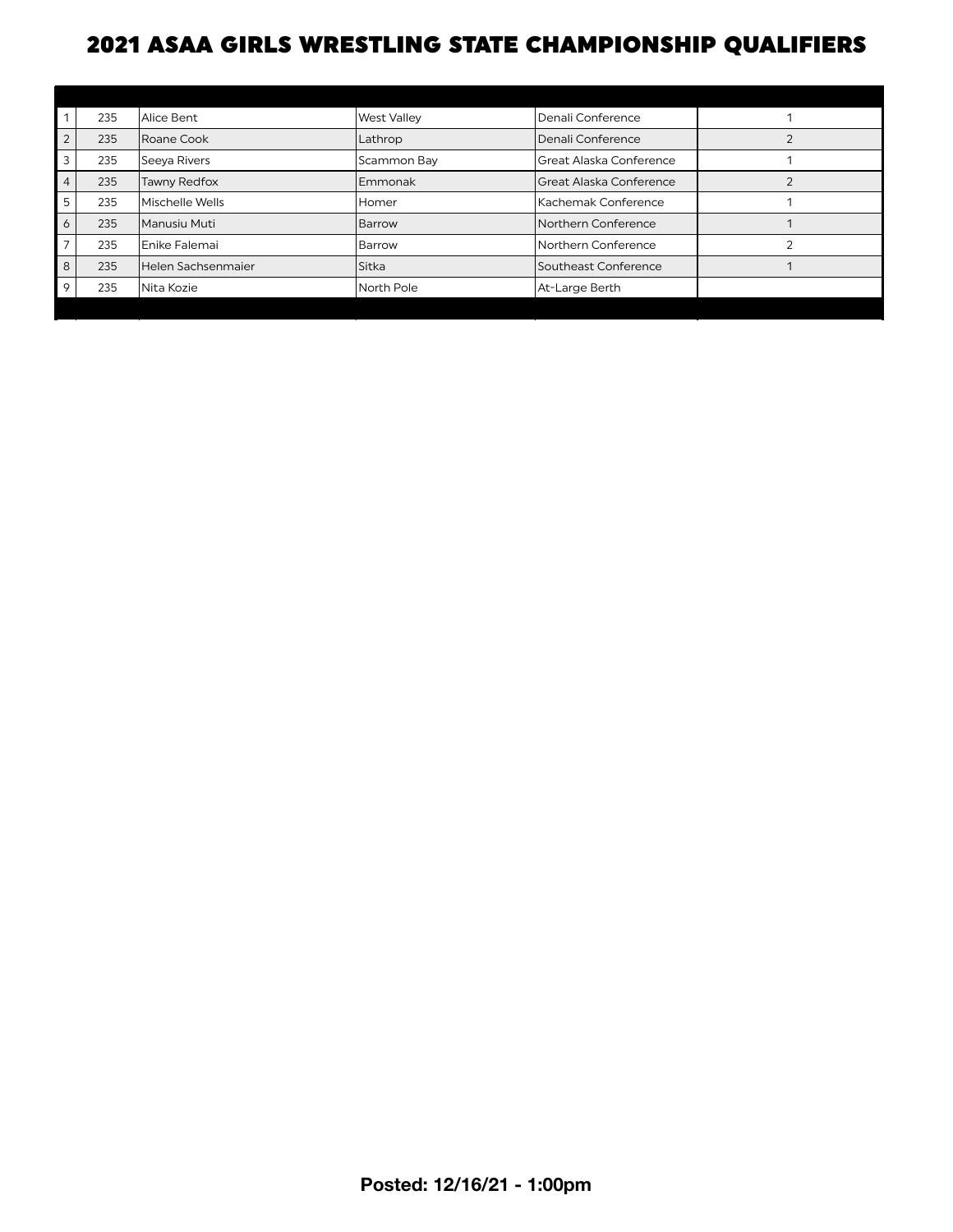# 2021 ASAA GIRLS WRESTLING STATE CHAMPIONSHIP QUALIFIERS

| | | | | | |
|---|---|---|---|---|---|
| 1 | 235 | Alice Bent | West Valley | Denali Conference | 1 |
| 2 | 235 | Roane Cook | Lathrop | Denali Conference | 2 |
| 3 | 235 | Seeya Rivers | Scammon Bay | Great Alaska Conference | 1 |
| 4 | 235 | Tawny Redfox | Emmonak | Great Alaska Conference | 2 |
| 5 | 235 | Mischelle Wells | Homer | Kachemak Conference | 1 |
| 6 | 235 | Manusiu Muti | Barrow | Northern Conference | 1 |
| 7 | 235 | Enike Falemai | Barrow | Northern Conference | 2 |
| 8 | 235 | Helen Sachsenmaier | Sitka | Southeast Conference | 1 |
| 9 | 235 | Nita Kozie | North Pole | At-Large Berth | |

**Posted: 12/16/21 - 1:00pm**